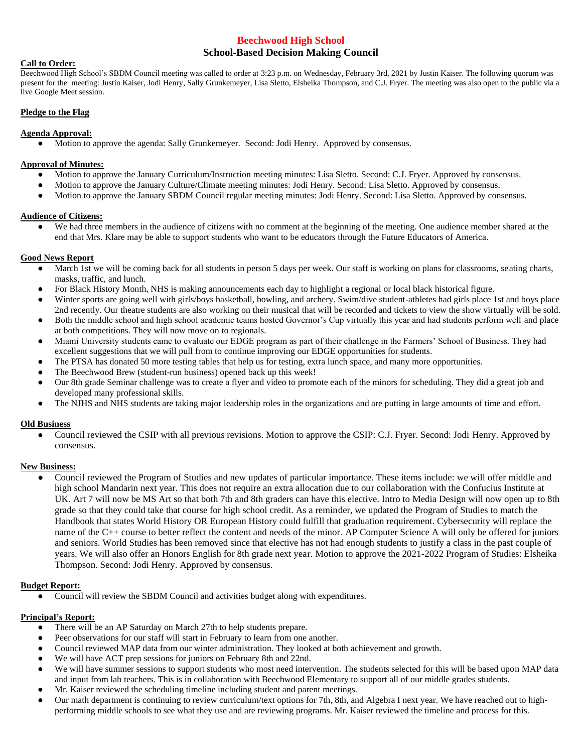# Beechwood High School

## School-Based Decision Making Council

**Call to Order:**

Beechwood High School's SBDM Council meeting was called to order at 3:23 p.m. on Wednesday, February 3rd, 2021 by Justin Kaiser. The following quorum was present for the meeting: Justin Kaiser, Jodi Henry, Sally Grunkemeyer, Lisa Sletto, Elsheika Thompson, and C.J. Fryer. The meeting was also open to the public via a live Google Meet session.

**Pledge to the Flag**

**Agenda Approval:**

- Motion to approve the agenda: Sally Grunkemeyer. Second: Jodi Henry. Approved by consensus.

**Approval of Minutes:**

- Motion to approve the January Curriculum/Instruction meeting minutes: Lisa Sletto. Second: C.J. Fryer. Approved by consensus.
- Motion to approve the January Culture/Climate meeting minutes: Jodi Henry. Second: Lisa Sletto. Approved by consensus.
- Motion to approve the January SBDM Council regular meeting minutes: Jodi Henry. Second: Lisa Sletto. Approved by consensus.

**Audience of Citizens:**

- We had three members in the audience of citizens with no comment at the beginning of the meeting. One audience member shared at the end that Mrs. Klare may be able to support students who want to be educators through the Future Educators of America.

**Good News Report**

- March 1st we will be coming back for all students in person 5 days per week. Our staff is working on plans for classrooms, seating charts, masks, traffic, and lunch.
- For Black History Month, NHS is making announcements each day to highlight a regional or local black historical figure.
- Winter sports are going well with girls/boys basketball, bowling, and archery. Swim/dive student-athletes had girls place 1st and boys place 2nd recently. Our theatre students are also working on their musical that will be recorded and tickets to view the show virtually will be sold.
- Both the middle school and high school academic teams hosted Governor's Cup virtually this year and had students perform well and place at both competitions. They will now move on to regionals.
- Miami University students came to evaluate our EDGE program as part of their challenge in the Farmers' School of Business. They had excellent suggestions that we will pull from to continue improving our EDGE opportunities for students.
- The PTSA has donated 50 more testing tables that help us for testing, extra lunch space, and many more opportunities.
- The Beechwood Brew (student-run business) opened back up this week!
- Our 8th grade Seminar challenge was to create a flyer and video to promote each of the minors for scheduling. They did a great job and developed many professional skills.
- The NJHS and NHS students are taking major leadership roles in the organizations and are putting in large amounts of time and effort.

**Old Business**

- Council reviewed the CSIP with all previous revisions. Motion to approve the CSIP: C.J. Fryer. Second: Jodi Henry. Approved by consensus.

**New Business:**

- Council reviewed the Program of Studies and new updates of particular importance. These items include: we will offer middle and high school Mandarin next year. This does not require an extra allocation due to our collaboration with the Confucius Institute at UK. Art 7 will now be MS Art so that both 7th and 8th graders can have this elective. Intro to Media Design will now open up to 8th grade so that they could take that course for high school credit. As a reminder, we updated the Program of Studies to match the Handbook that states World History OR European History could fulfill that graduation requirement. Cybersecurity will replace the name of the C++ course to better reflect the content and needs of the minor. AP Computer Science A will only be offered for juniors and seniors. World Studies has been removed since that elective has not had enough students to justify a class in the past couple of years. We will also offer an Honors English for 8th grade next year. Motion to approve the 2021-2022 Program of Studies: Elsheika Thompson. Second: Jodi Henry. Approved by consensus.

**Budget Report:**

- Council will review the SBDM Council and activities budget along with expenditures.

**Principal's Report:**

- There will be an AP Saturday on March 27th to help students prepare.
- Peer observations for our staff will start in February to learn from one another.
- Council reviewed MAP data from our winter administration. They looked at both achievement and growth.
- We will have ACT prep sessions for juniors on February 8th and 22nd.
- We will have summer sessions to support students who most need intervention. The students selected for this will be based upon MAP data and input from lab teachers. This is in collaboration with Beechwood Elementary to support all of our middle grades students.
- Mr. Kaiser reviewed the scheduling timeline including student and parent meetings.
- Our math department is continuing to review curriculum/text options for 7th, 8th, and Algebra I next year. We have reached out to high-performing middle schools to see what they use and are reviewing programs. Mr. Kaiser reviewed the timeline and process for this.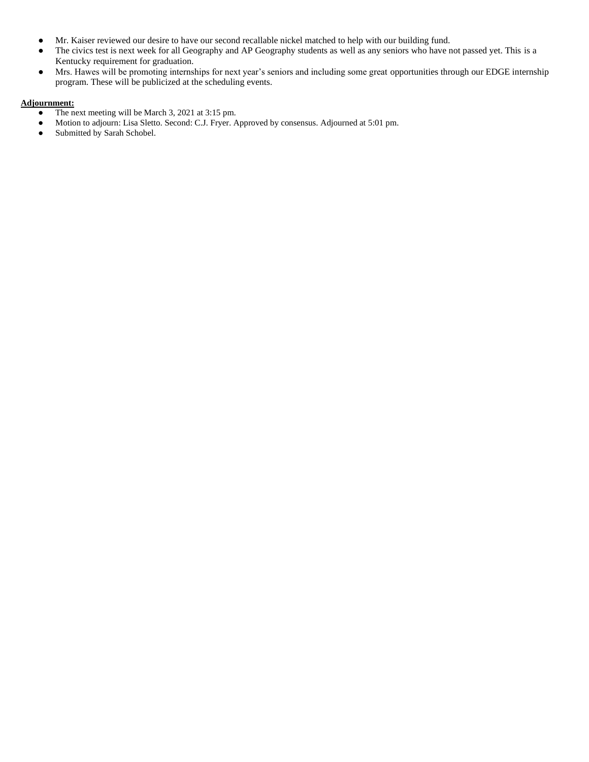- Mr. Kaiser reviewed our desire to have our second recallable nickel matched to help with our building fund.
- The civics test is next week for all Geography and AP Geography students as well as any seniors who have not passed yet. This is a Kentucky requirement for graduation.
- Mrs. Hawes will be promoting internships for next year's seniors and including some great opportunities through our EDGE internship program. These will be publicized at the scheduling events.

**Adjournment:**

- The next meeting will be March 3, 2021 at 3:15 pm.
- Motion to adjourn: Lisa Sletto. Second: C.J. Fryer. Approved by consensus. Adjourned at 5:01 pm.
- Submitted by Sarah Schobel.